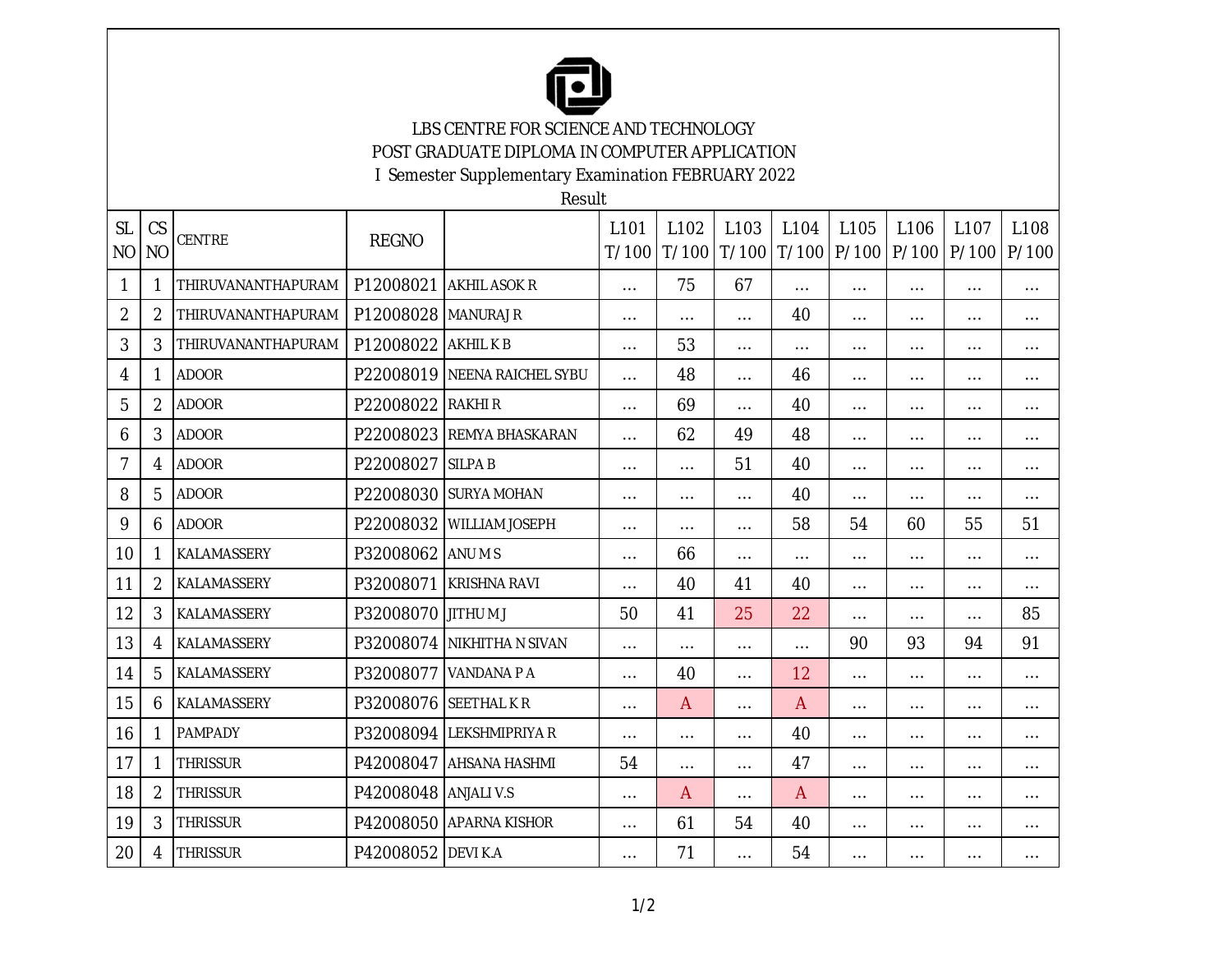# LBS CENTRE FOR SCIENCE AND TECHNOLOGY

## POST GRADUATE DIPLOMA IN COMPUTER APPLICATION

### I Semester Supplementary Examination FEBRUARY 2022

Result

| SL NO | CS NO | CENTRE | REGNO | | L101 T/100 | L102 T/100 | L103 T/100 | L104 T/100 | L105 P/100 | L106 P/100 | L107 P/100 | L108 P/100 |
|---|---|---|---|---|---|---|---|---|---|---|---|---|
| 1 | 1 | THIRUVANANTHAPURAM | P12008021 | AKHIL ASOK R | ... | 75 | 67 | ... | ... | ... | ... | ... |
| 2 | 2 | THIRUVANANTHAPURAM | P12008028 | MANURAJ R | ... | ... | ... | 40 | ... | ... | ... | ... |
| 3 | 3 | THIRUVANANTHAPURAM | P12008022 | AKHIL K B | ... | 53 | ... | ... | ... | ... | ... | ... |
| 4 | 1 | ADOOR | P22008019 | NEENA RAICHEL SYBU | ... | 48 | ... | 46 | ... | ... | ... | ... |
| 5 | 2 | ADOOR | P22008022 | RAKHI R | ... | 69 | ... | 40 | ... | ... | ... | ... |
| 6 | 3 | ADOOR | P22008023 | REMYA BHASKARAN | ... | 62 | 49 | 48 | ... | ... | ... | ... |
| 7 | 4 | ADOOR | P22008027 | SILPA B | ... | ... | 51 | 40 | ... | ... | ... | ... |
| 8 | 5 | ADOOR | P22008030 | SURYA MOHAN | ... | ... | ... | 40 | ... | ... | ... | ... |
| 9 | 6 | ADOOR | P22008032 | WILLIAM JOSEPH | ... | ... | ... | 58 | 54 | 60 | 55 | 51 |
| 10 | 1 | KALAMASSERY | P32008062 | ANU M S | ... | 66 | ... | ... | ... | ... | ... | ... |
| 11 | 2 | KALAMASSERY | P32008071 | KRISHNA RAVI | ... | 40 | 41 | 40 | ... | ... | ... | ... |
| 12 | 3 | KALAMASSERY | P32008070 | JITHU M J | 50 | 41 | 25 | 22 | ... | ... | ... | 85 |
| 13 | 4 | KALAMASSERY | P32008074 | NIKHITHA N SIVAN | ... | ... | ... | ... | 90 | 93 | 94 | 91 |
| 14 | 5 | KALAMASSERY | P32008077 | VANDANA P A | ... | 40 | ... | 12 | ... | ... | ... | ... |
| 15 | 6 | KALAMASSERY | P32008076 | SEETHAL K R | ... | A | ... | A | ... | ... | ... | ... |
| 16 | 1 | PAMPADY | P32008094 | LEKSHMIPRIYA R | ... | ... | ... | 40 | ... | ... | ... | ... |
| 17 | 1 | THRISSUR | P42008047 | AHSANA HASHMI | 54 | ... | ... | 47 | ... | ... | ... | ... |
| 18 | 2 | THRISSUR | P42008048 | ANJALI V.S | ... | A | ... | A | ... | ... | ... | ... |
| 19 | 3 | THRISSUR | P42008050 | APARNA KISHOR | ... | 61 | 54 | 40 | ... | ... | ... | ... |
| 20 | 4 | THRISSUR | P42008052 | DEVI K.A | ... | 71 | ... | 54 | ... | ... | ... | ... |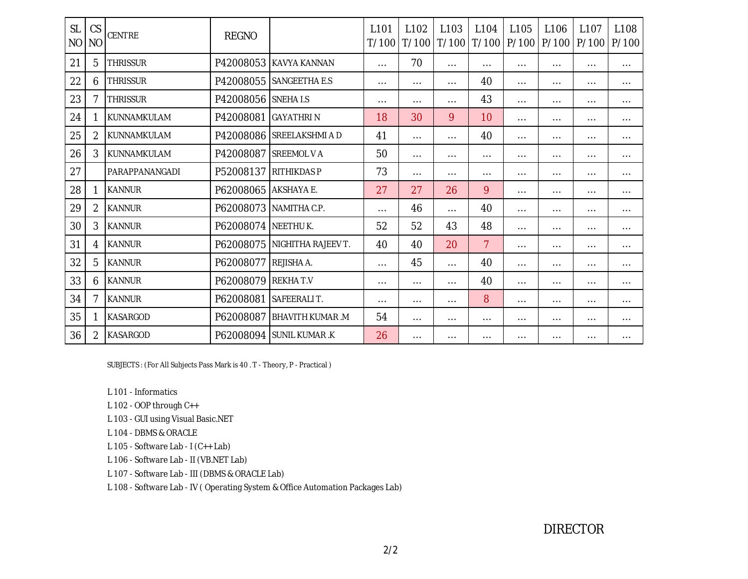| SL NO | CS NO | CENTRE | REGNO | | L101 T/100 | L102 T/100 | L103 T/100 | L104 T/100 | L105 P/100 | L106 P/100 | L107 P/100 | L108 P/100 |
|---|---|---|---|---|---|---|---|---|---|---|---|---|
| 21 | 5 | THRISSUR | P42008053 | KAVYA KANNAN | ... | 70 | ... | ... | ... | ... | ... | ... |
| 22 | 6 | THRISSUR | P42008055 | SANGEETHA E.S | ... | ... | ... | 40 | ... | ... | ... | ... |
| 23 | 7 | THRISSUR | P42008056 | SNEHA I.S | ... | ... | ... | 43 | ... | ... | ... | ... |
| 24 | 1 | KUNNAMKULAM | P42008081 | GAYATHRI N | 18 | 30 | 9 | 10 | ... | ... | ... | ... |
| 25 | 2 | KUNNAMKULAM | P42008086 | SREELAKSHMI A D | 41 | ... | ... | 40 | ... | ... | ... | ... |
| 26 | 3 | KUNNAMKULAM | P42008087 | SREEMOL V A | 50 | ... | ... | ... | ... | ... | ... | ... |
| 27 | | PARAPPANANGADI | P52008137 | RITHIKDAS P | 73 | ... | ... | ... | ... | ... | ... | ... |
| 28 | 1 | KANNUR | P62008065 | AKSHAYA E. | 27 | 27 | 26 | 9 | ... | ... | ... | ... |
| 29 | 2 | KANNUR | P62008073 | NAMITHA C.P. | ... | 46 | ... | 40 | ... | ... | ... | ... |
| 30 | 3 | KANNUR | P62008074 | NEETHU K. | 52 | 52 | 43 | 48 | ... | ... | ... | ... |
| 31 | 4 | KANNUR | P62008075 | NIGHITHA RAJEEV T. | 40 | 40 | 20 | 7 | ... | ... | ... | ... |
| 32 | 5 | KANNUR | P62008077 | REJISHA A. | ... | 45 | ... | 40 | ... | ... | ... | ... |
| 33 | 6 | KANNUR | P62008079 | REKHA T.V | ... | ... | ... | 40 | ... | ... | ... | ... |
| 34 | 7 | KANNUR | P62008081 | SAFEERALI T. | ... | ... | ... | 8 | ... | ... | ... | ... |
| 35 | 1 | KASARGOD | P62008087 | BHAVITH KUMAR .M | 54 | ... | ... | ... | ... | ... | ... | ... |
| 36 | 2 | KASARGOD | P62008094 | SUNIL KUMAR .K | 26 | ... | ... | ... | ... | ... | ... | ... |

SUBJECTS : (For All Subjects Pass Mark is 40 . T - Theory, P - Practical )

L 101 - Informatics
L 102 - OOP through C++
L 103 - GUI using Visual Basic.NET
L 104 - DBMS & ORACLE
L 105 - Software Lab - I (C++ Lab)
L 106 - Software Lab - II (VB.NET Lab)
L 107 - Software Lab - III (DBMS & ORACLE Lab)
L 108 - Software Lab - IV ( Operating System & Office Automation Packages Lab)

DIRECTOR